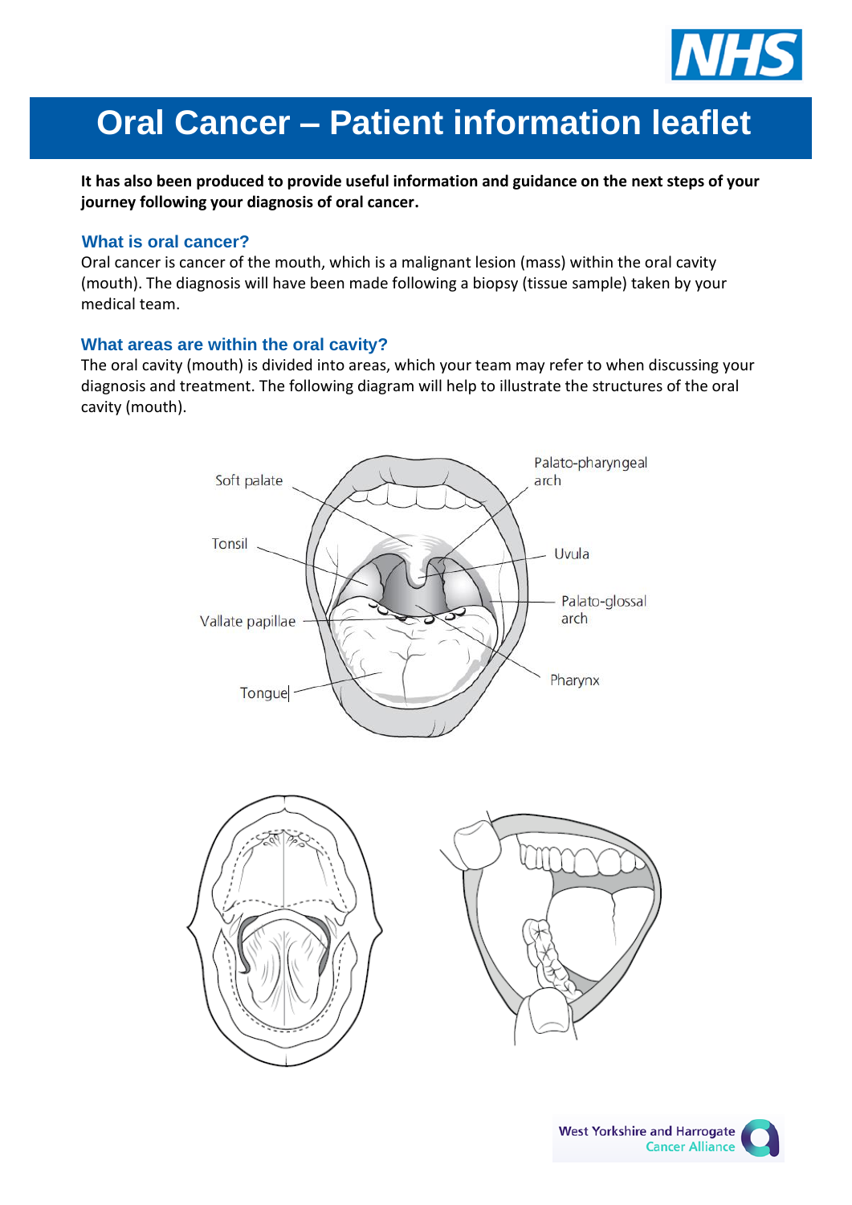# Oral Cancer – Patient information leaflet

**It has also been produced to provide useful information and guidance on the next steps of your journey following your diagnosis of oral cancer.**

## What is oral cancer?

Oral cancer is cancer of the mouth, which is a malignant lesion (mass) within the oral cavity (mouth). The diagnosis will have been made following a biopsy (tissue sample) taken by your medical team.

## What areas are within the oral cavity?

The oral cavity (mouth) is divided into areas, which your team may refer to when discussing your diagnosis and treatment. The following diagram will help to illustrate the structures of the oral cavity (mouth).

Soft palate

Tonsil

Vallate papillae

Tongue

Palato-pharyngeal arch

Uvula

Palato-glossal arch

Pharynx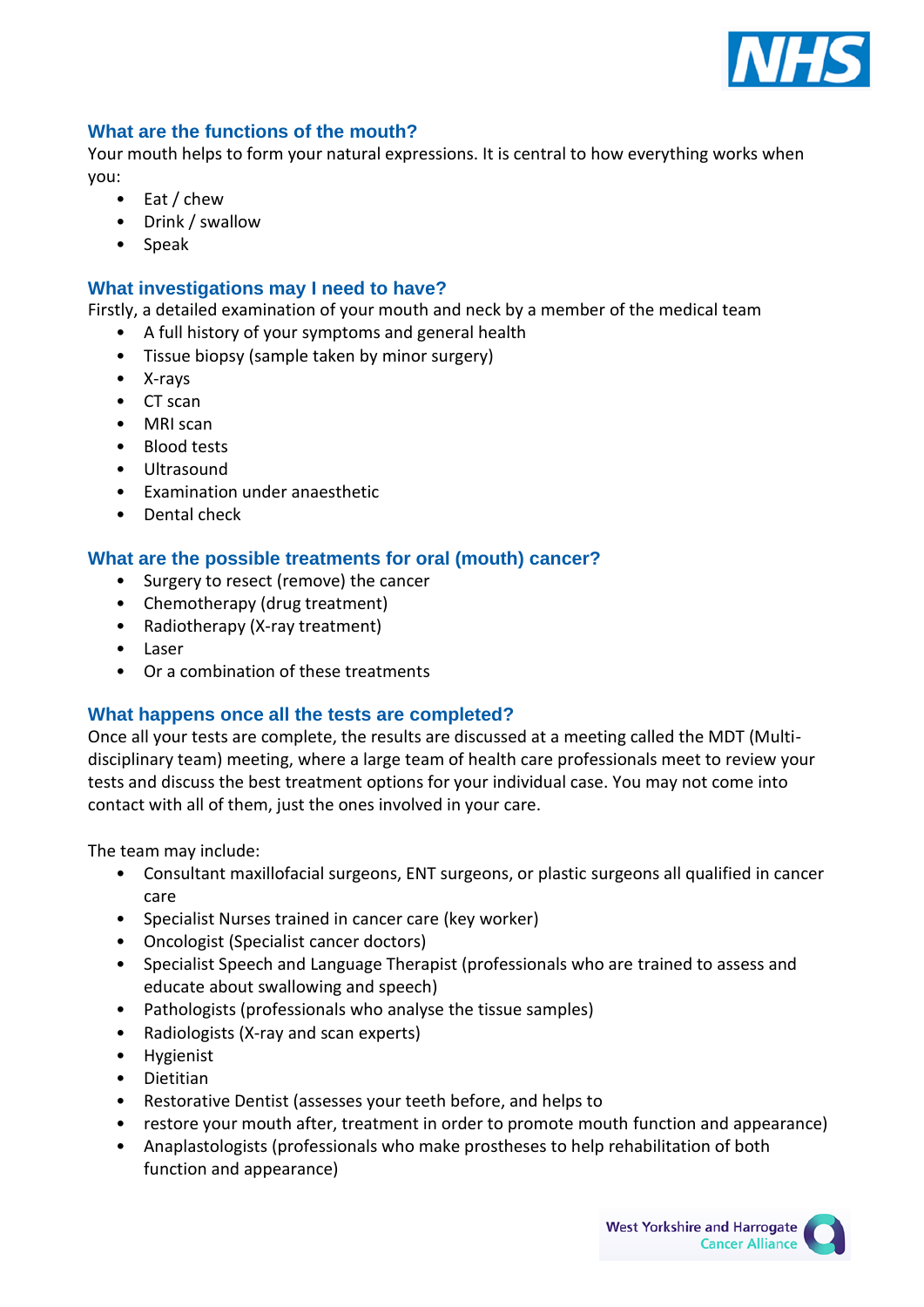## What are the functions of the mouth?

Your mouth helps to form your natural expressions. It is central to how everything works when you:

- Eat / chew
- Drink / swallow
- Speak

## What investigations may I need to have?

Firstly, a detailed examination of your mouth and neck by a member of the medical team

- A full history of your symptoms and general health
- Tissue biopsy (sample taken by minor surgery)
- X-rays
- CT scan
- MRI scan
- Blood tests
- Ultrasound
- Examination under anaesthetic
- Dental check

## What are the possible treatments for oral (mouth) cancer?

- Surgery to resect (remove) the cancer
- Chemotherapy (drug treatment)
- Radiotherapy (X-ray treatment)
- Laser
- Or a combination of these treatments

## What happens once all the tests are completed?

Once all your tests are complete, the results are discussed at a meeting called the MDT (Multi-disciplinary team) meeting, where a large team of health care professionals meet to review your tests and discuss the best treatment options for your individual case. You may not come into contact with all of them, just the ones involved in your care.

The team may include:

- Consultant maxillofacial surgeons, ENT surgeons, or plastic surgeons all qualified in cancer care
- Specialist Nurses trained in cancer care (key worker)
- Oncologist (Specialist cancer doctors)
- Specialist Speech and Language Therapist (professionals who are trained to assess and educate about swallowing and speech)
- Pathologists (professionals who analyse the tissue samples)
- Radiologists (X-ray and scan experts)
- Hygienist
- Dietitian
- Restorative Dentist (assesses your teeth before, and helps to
- restore your mouth after, treatment in order to promote mouth function and appearance)
- Anaplastologists (professionals who make prostheses to help rehabilitation of both function and appearance)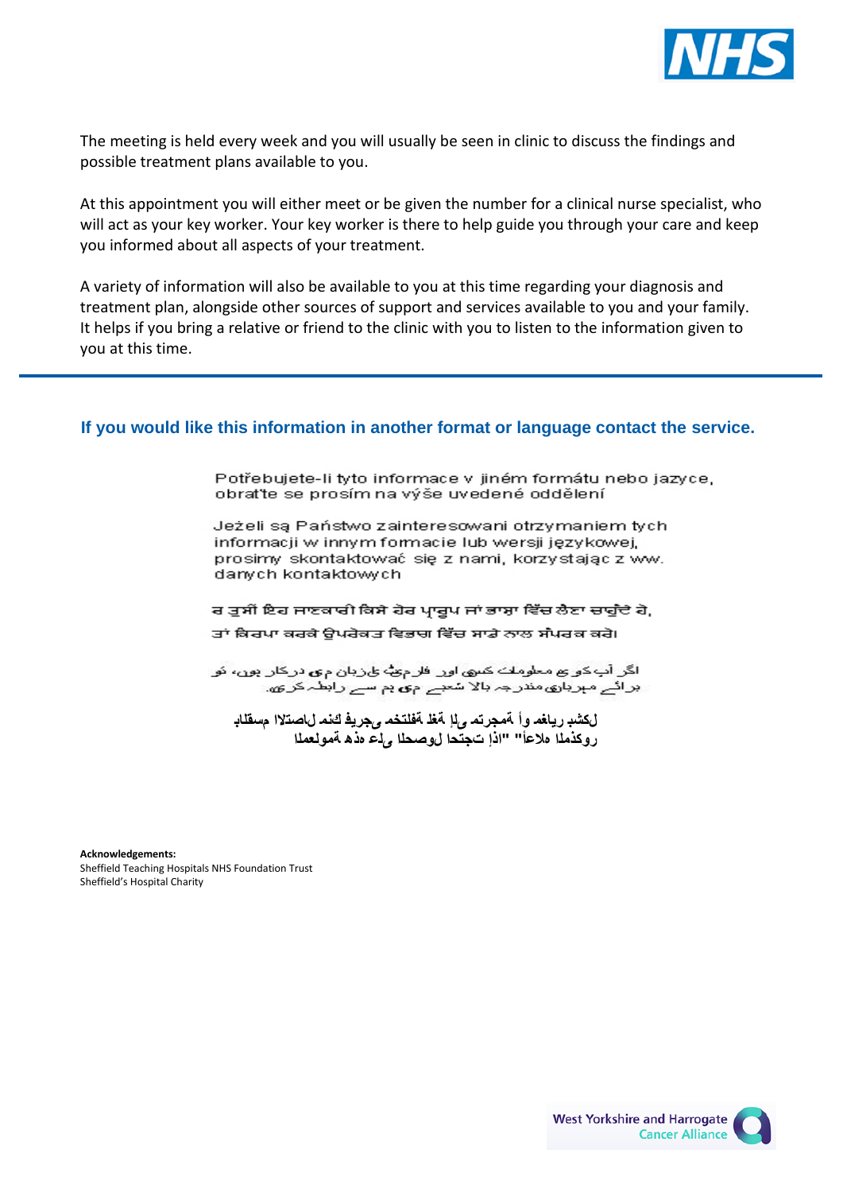The meeting is held every week and you will usually be seen in clinic to discuss the findings and possible treatment plans available to you.

At this appointment you will either meet or be given the number for a clinical nurse specialist, who will act as your key worker. Your key worker is there to help guide you through your care and keep you informed about all aspects of your treatment.

A variety of information will also be available to you at this time regarding your diagnosis and treatment plan, alongside other sources of support and services available to you and your family. It helps if you bring a relative or friend to the clinic with you to listen to the information given to you at this time.

---

### If you would like this information in another format or language contact the service.

Potřebujete-li tyto informace v jiném formátu nebo jazyce, obraťte se prosím na výše uvedené oddělení

Jeżeli są Państwo zainteresowani otrzymaniem tych informacji w innym fomacie lub wersji językowej, prosimy skontaktować się z nami, korzystając z ww. danych kontaktowych

ਜੇ ਤੁਸੀਂ ਇਹ ਜਾਣਕਾਰੀ ਕਿਸੇ ਹੋਰ ਪ੍ਰਾਰੂਪ ਜਾਂ ਭਾਸ਼ਾ ਵਿੱਚ ਲੈਣਾ ਚਾਹੁੰਦੇ ਹੋ, ਤਾਂ ਕਿਰਪਾ ਕਰਕੇ ਉਪਰੋਕਤ ਵਿਭਾਗ ਵਿੱਚ ਸਾਡੇ ਨਾਲ ਸੰਪਰਕ ਕਰੋ।

اگر آپ کو یہ معلومات کسی اور فارمیٹ یا زبان میں درکار ہوں، تو برائے مہربانی مندرجہ بالا شعبے میں ہم سے رابطہ کریں۔

بالشكل متاح المعلومات هذه على الحصول تستطيع فإنك ،أخرى بلغة أو مختلف بشكل المعلومات هذه على الحصول في رغبت إذا
المذكور أعلاه

**Acknowledgements:**
Sheffield Teaching Hospitals NHS Foundation Trust
Sheffield's Hospital Charity